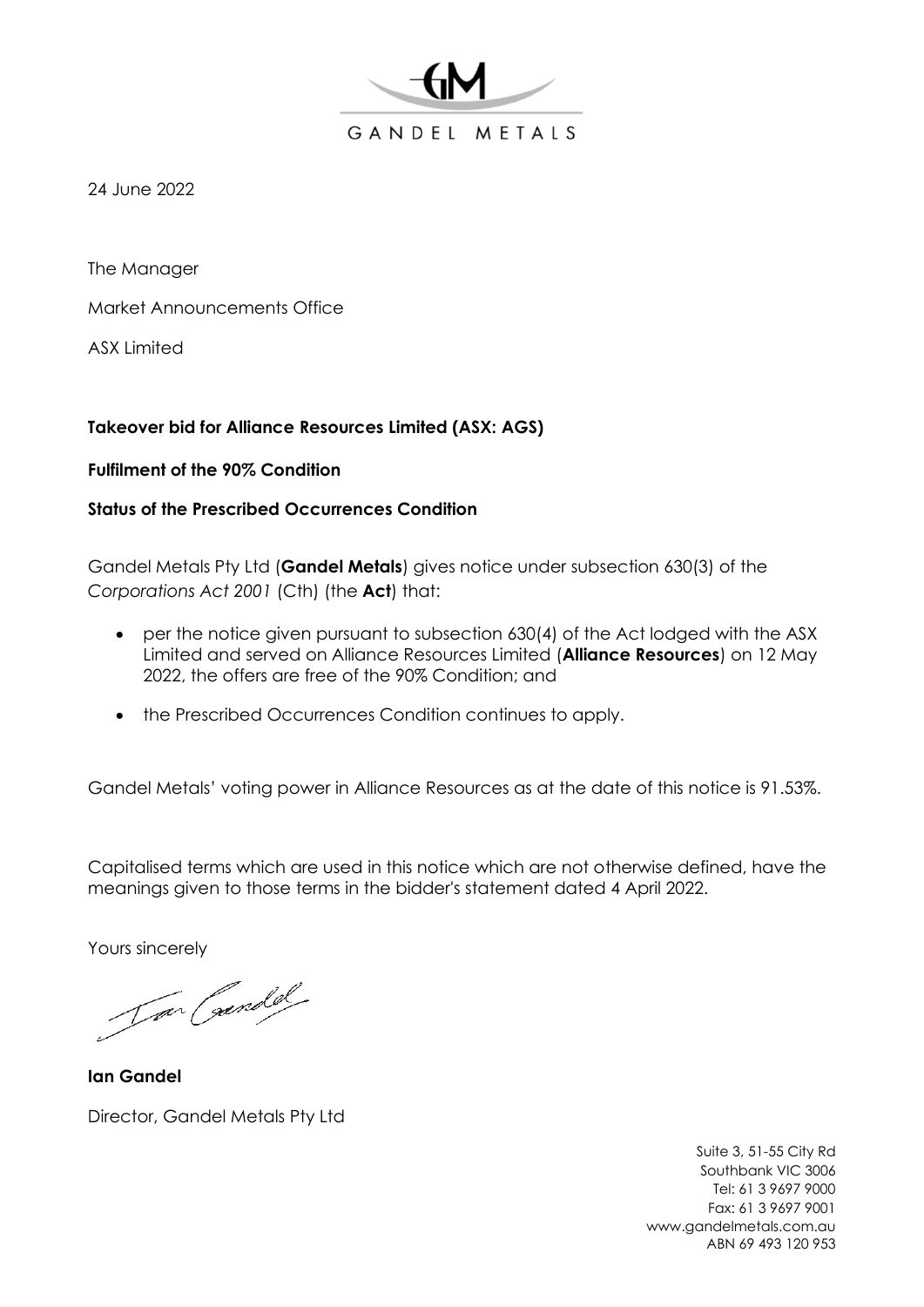GANDEL METALS

24 June 2022

The Manager

Market Announcements Office

ASX Limited

**Takeover bid for Alliance Resources Limited (ASX: AGS)**

**Fulfilment of the 90% Condition**

**Status of the Prescribed Occurrences Condition**

Gandel Metals Pty Ltd (**Gandel Metals**) gives notice under subsection 630(3) of the *Corporations Act 2001* (Cth) (the **Act**) that:

- per the notice given pursuant to subsection 630(4) of the Act lodged with the ASX Limited and served on Alliance Resources Limited (**Alliance Resources**) on 12 May 2022, the offers are free of the 90% Condition; and
- the Prescribed Occurrences Condition continues to apply.

Gandel Metals' voting power in Alliance Resources as at the date of this notice is 91.53%.

Capitalised terms which are used in this notice which are not otherwise defined, have the meanings given to those terms in the bidder's statement dated 4 April 2022.

Yours sincerely

**Ian Gandel**

Director, Gandel Metals Pty Ltd

Suite 3, 51-55 City Rd
Southbank VIC 3006
Tel: 61 3 9697 9000
Fax: 61 3 9697 9001
www.gandelmetals.com.au
ABN 69 493 120 953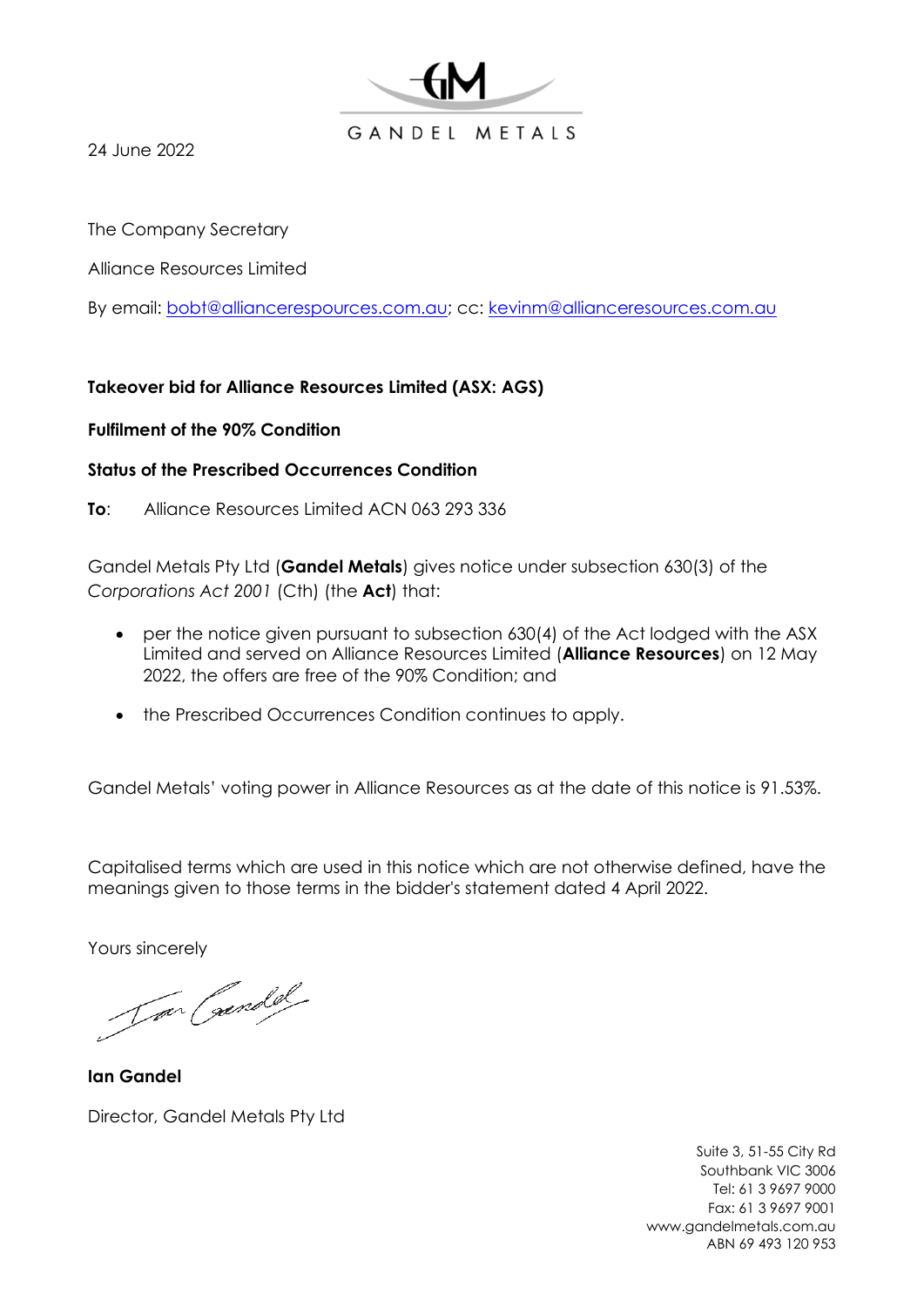GANDEL METALS

24 June 2022

The Company Secretary

Alliance Resources Limited

By email: bobt@alliancerespources.com.au; cc: kevinm@allianceresources.com.au

**Takeover bid for Alliance Resources Limited (ASX: AGS)**

**Fulfilment of the 90% Condition**

**Status of the Prescribed Occurrences Condition**

**To**: Alliance Resources Limited ACN 063 293 336

Gandel Metals Pty Ltd (**Gandel Metals**) gives notice under subsection 630(3) of the *Corporations Act 2001* (Cth) (the **Act**) that:

- per the notice given pursuant to subsection 630(4) of the Act lodged with the ASX Limited and served on Alliance Resources Limited (**Alliance Resources**) on 12 May 2022, the offers are free of the 90% Condition; and
- the Prescribed Occurrences Condition continues to apply.

Gandel Metals' voting power in Alliance Resources as at the date of this notice is 91.53%.

Capitalised terms which are used in this notice which are not otherwise defined, have the meanings given to those terms in the bidder's statement dated 4 April 2022.

Yours sincerely

**Ian Gandel**

Director, Gandel Metals Pty Ltd

Suite 3, 51-55 City Rd
Southbank VIC 3006
Tel: 61 3 9697 9000
Fax: 61 3 9697 9001
www.gandelmetals.com.au
ABN 69 493 120 953